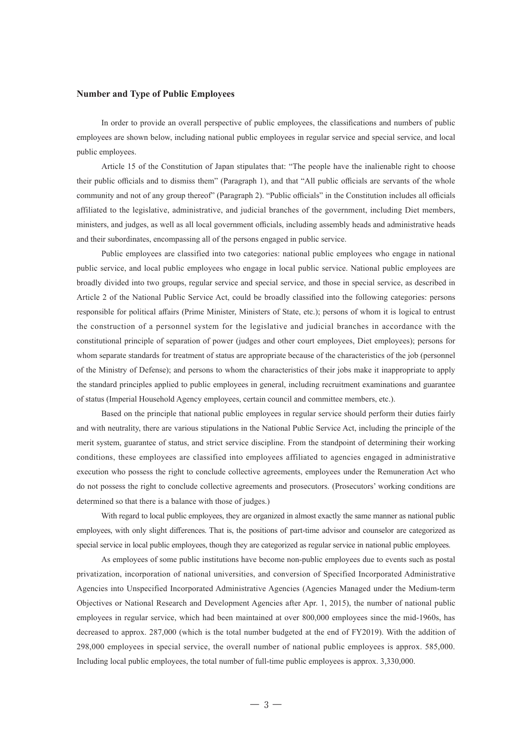### Number and Type of Public Employees

In order to provide an overall perspective of public employees, the classifications and numbers of public employees are shown below, including national public employees in regular service and special service, and local public employees.

Article 15 of the Constitution of Japan stipulates that: "The people have the inalienable right to choose their public officials and to dismiss them" (Paragraph 1), and that "All public officials are servants of the whole community and not of any group thereof" (Paragraph 2). "Public officials" in the Constitution includes all officials affiliated to the legislative, administrative, and judicial branches of the government, including Diet members, ministers, and judges, as well as all local government officials, including assembly heads and administrative heads and their subordinates, encompassing all of the persons engaged in public service.

Public employees are classified into two categories: national public employees who engage in national public service, and local public employees who engage in local public service. National public employees are broadly divided into two groups, regular service and special service, and those in special service, as described in Article 2 of the National Public Service Act, could be broadly classified into the following categories: persons responsible for political affairs (Prime Minister, Ministers of State, etc.); persons of whom it is logical to entrust the construction of a personnel system for the legislative and judicial branches in accordance with the constitutional principle of separation of power (judges and other court employees, Diet employees); persons for whom separate standards for treatment of status are appropriate because of the characteristics of the job (personnel of the Ministry of Defense); and persons to whom the characteristics of their jobs make it inappropriate to apply the standard principles applied to public employees in general, including recruitment examinations and guarantee of status (Imperial Household Agency employees, certain council and committee members, etc.).

Based on the principle that national public employees in regular service should perform their duties fairly and with neutrality, there are various stipulations in the National Public Service Act, including the principle of the merit system, guarantee of status, and strict service discipline. From the standpoint of determining their working conditions, these employees are classified into employees affiliated to agencies engaged in administrative execution who possess the right to conclude collective agreements, employees under the Remuneration Act who do not possess the right to conclude collective agreements and prosecutors. (Prosecutors' working conditions are determined so that there is a balance with those of judges.)

With regard to local public employees, they are organized in almost exactly the same manner as national public employees, with only slight differences. That is, the positions of part-time advisor and counselor are categorized as special service in local public employees, though they are categorized as regular service in national public employees.

As employees of some public institutions have become non-public employees due to events such as postal privatization, incorporation of national universities, and conversion of Specified Incorporated Administrative Agencies into Unspecified Incorporated Administrative Agencies (Agencies Managed under the Medium-term Objectives or National Research and Development Agencies after Apr. 1, 2015), the number of national public employees in regular service, which had been maintained at over 800,000 employees since the mid-1960s, has decreased to approx. 287,000 (which is the total number budgeted at the end of FY2019). With the addition of 298,000 employees in special service, the overall number of national public employees is approx. 585,000. Including local public employees, the total number of full-time public employees is approx. 3,330,000.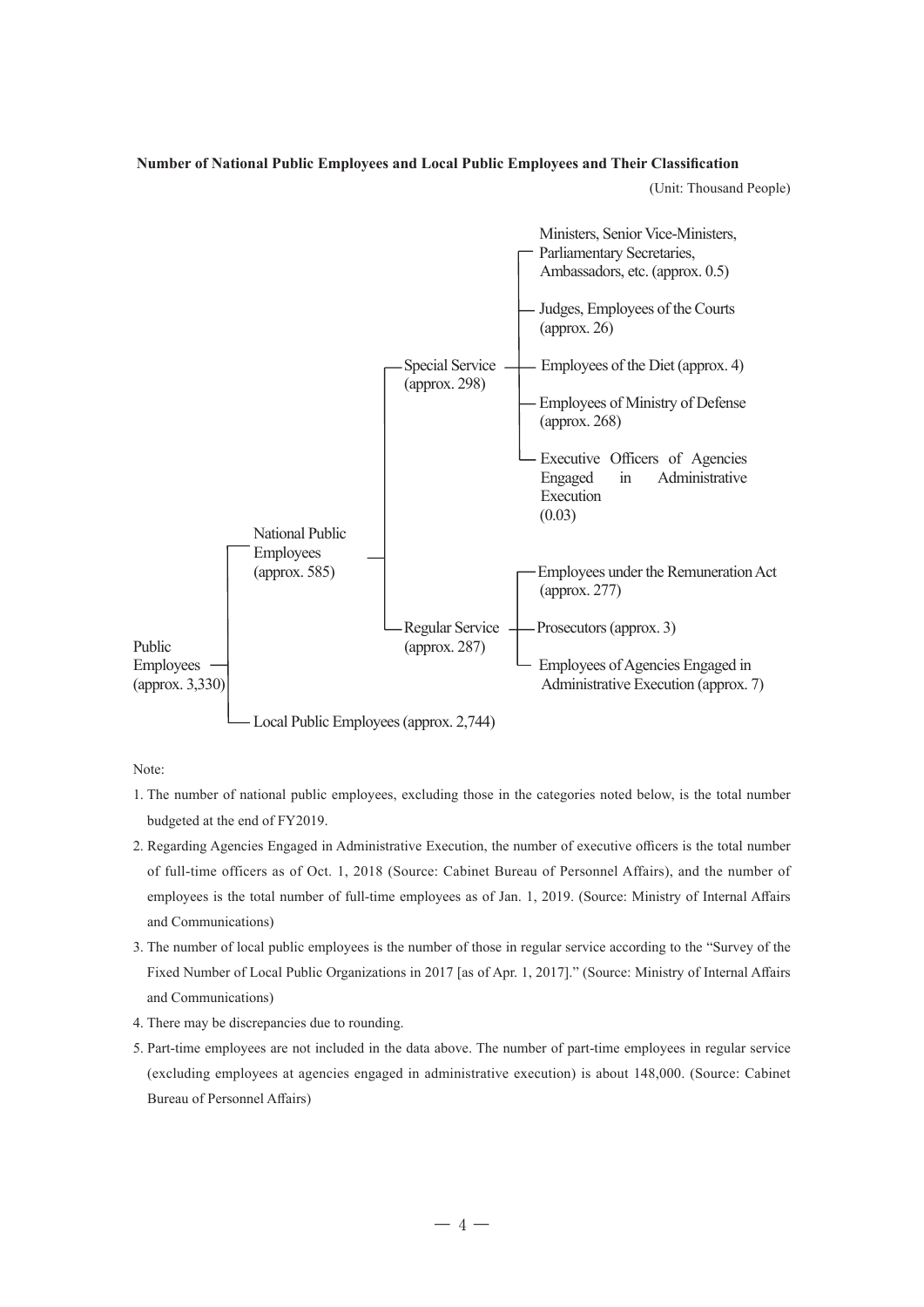**Number of National Public Employees and Local Public Employees and Their Classification**

(Unit: Thousand People)

- Public Employees (approx. 3,330)
  - National Public Employees (approx. 585)
    - Special Service (approx. 298)
      - Ministers, Senior Vice-Ministers, Parliamentary Secretaries, Ambassadors, etc. (approx. 0.5)
      - Judges, Employees of the Courts (approx. 26)
      - Employees of the Diet (approx. 4)
      - Employees of Ministry of Defense (approx. 268)
      - Executive Officers of Agencies Engaged in Administrative Execution (0.03)
    - Regular Service (approx. 287)
      - Employees under the Remuneration Act (approx. 277)
      - Prosecutors (approx. 3)
      - Employees of Agencies Engaged in Administrative Execution (approx. 7)
  - Local Public Employees (approx. 2,744)

Note:

1. The number of national public employees, excluding those in the categories noted below, is the total number budgeted at the end of FY2019.
2. Regarding Agencies Engaged in Administrative Execution, the number of executive officers is the total number of full-time officers as of Oct. 1, 2018 (Source: Cabinet Bureau of Personnel Affairs), and the number of employees is the total number of full-time employees as of Jan. 1, 2019. (Source: Ministry of Internal Affairs and Communications)
3. The number of local public employees is the number of those in regular service according to the "Survey of the Fixed Number of Local Public Organizations in 2017 [as of Apr. 1, 2017]." (Source: Ministry of Internal Affairs and Communications)
4. There may be discrepancies due to rounding.
5. Part-time employees are not included in the data above. The number of part-time employees in regular service (excluding employees at agencies engaged in administrative execution) is about 148,000. (Source: Cabinet Bureau of Personnel Affairs)